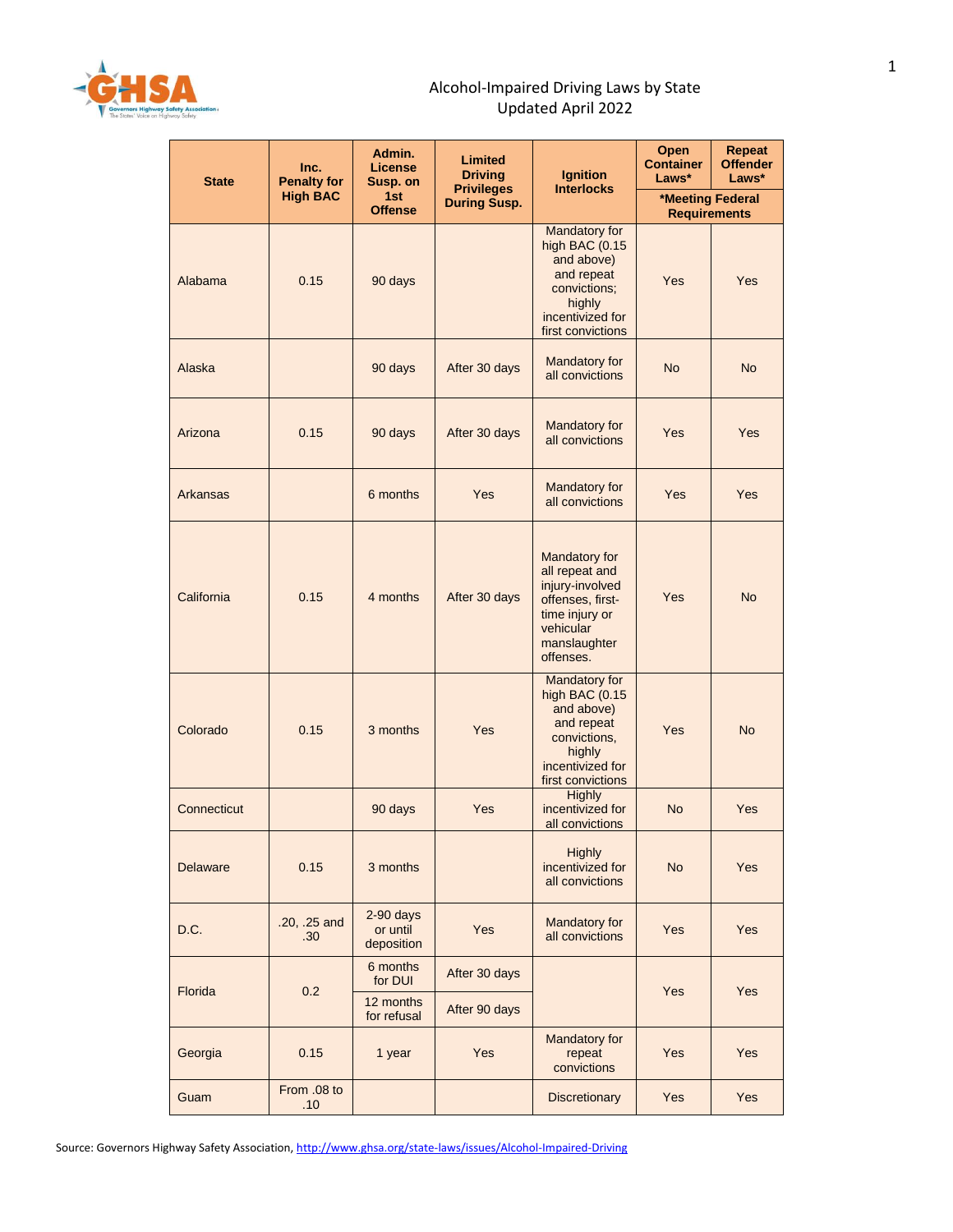# Alcohol-Impaired Driving Laws by State

Updated April 2022

| State | Inc. Penalty for High BAC | Admin. License Susp. on 1st Offense | Limited Driving Privileges During Susp. | Ignition Interlocks | Open Container Laws* | Repeat Offender Laws* |
|---|---|---|---|---|---|---|
| | | | | | *Meeting Federal Requirements | |
| Alabama | 0.15 | 90 days | | Mandatory for high BAC (0.15 and above) and repeat convictions; highly incentivized for first convictions | Yes | Yes |
| Alaska | | 90 days | After 30 days | Mandatory for all convictions | No | No |
| Arizona | 0.15 | 90 days | After 30 days | Mandatory for all convictions | Yes | Yes |
| Arkansas | | 6 months | Yes | Mandatory for all convictions | Yes | Yes |
| California | 0.15 | 4 months | After 30 days | Mandatory for all repeat and injury-involved offenses, first-time injury or vehicular manslaughter offenses. | Yes | No |
| Colorado | 0.15 | 3 months | Yes | Mandatory for high BAC (0.15 and above) and repeat convictions, highly incentivized for first convictions | Yes | No |
| Connecticut | | 90 days | Yes | Highly incentivized for all convictions | No | Yes |
| Delaware | 0.15 | 3 months | | Highly incentivized for all convictions | No | Yes |
| D.C. | .20, .25 and .30 | 2-90 days or until deposition | Yes | Mandatory for all convictions | Yes | Yes |
| Florida | 0.2 | 6 months for DUI | After 30 days | | Yes | Yes |
| | | 12 months for refusal | After 90 days | | | |
| Georgia | 0.15 | 1 year | Yes | Mandatory for repeat convictions | Yes | Yes |
| Guam | From .08 to .10 | | | Discretionary | Yes | Yes |

Source: Governors Highway Safety Association, http://www.ghsa.org/state-laws/issues/Alcohol-Impaired-Driving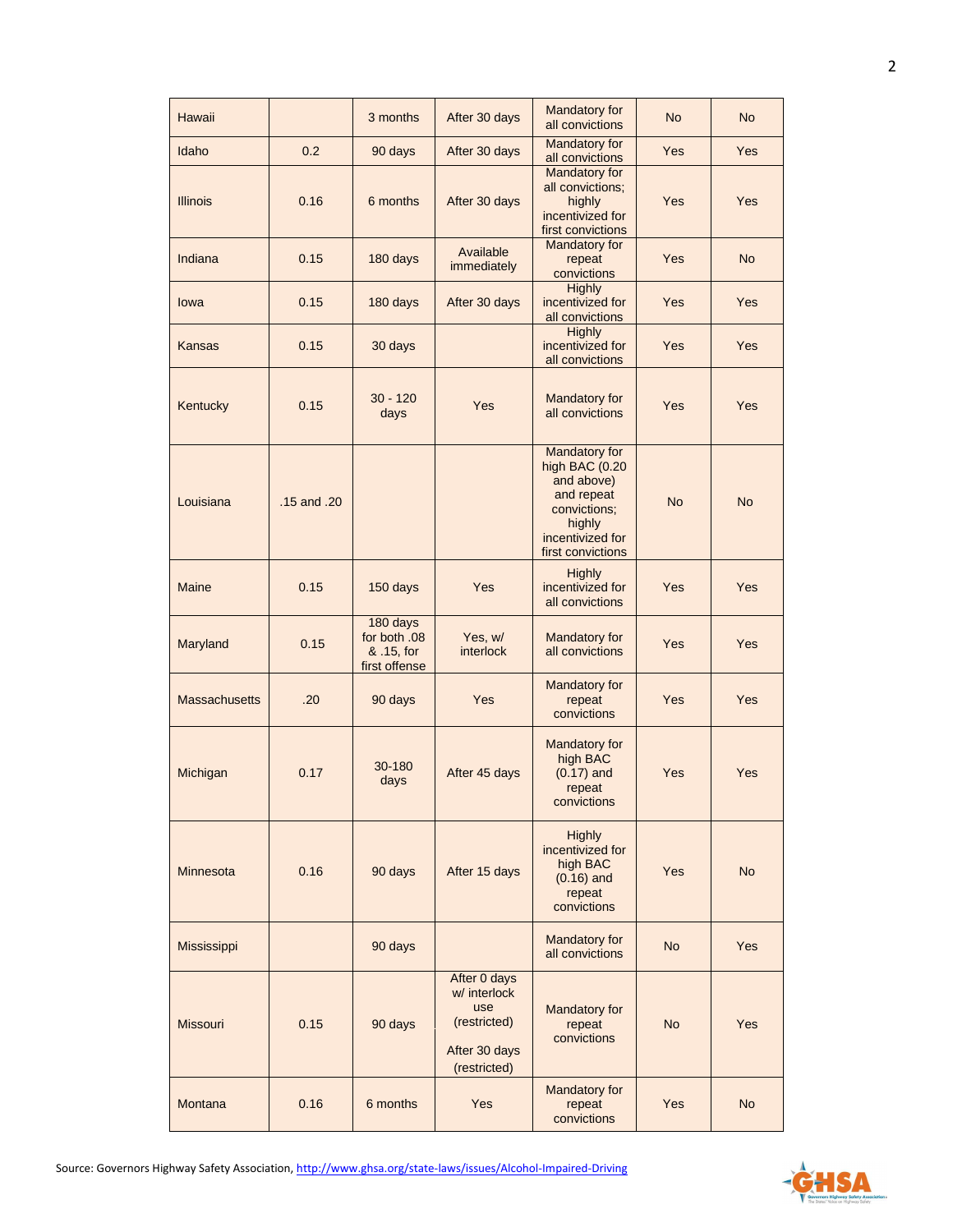| | | | | | | |
|---|---|---|---|---|---|---|
| Hawaii | | 3 months | After 30 days | Mandatory for all convictions | No | No |
| Idaho | 0.2 | 90 days | After 30 days | Mandatory for all convictions | Yes | Yes |
| Illinois | 0.16 | 6 months | After 30 days | Mandatory for all convictions; highly incentivized for first convictions | Yes | Yes |
| Indiana | 0.15 | 180 days | Available immediately | Mandatory for repeat convictions | Yes | No |
| Iowa | 0.15 | 180 days | After 30 days | Highly incentivized for all convictions | Yes | Yes |
| Kansas | 0.15 | 30 days | | Highly incentivized for all convictions | Yes | Yes |
| Kentucky | 0.15 | 30 - 120 days | Yes | Mandatory for all convictions | Yes | Yes |
| Louisiana | .15 and .20 | | | Mandatory for high BAC (0.20 and above) and repeat convictions; highly incentivized for first convictions | No | No |
| Maine | 0.15 | 150 days | Yes | Highly incentivized for all convictions | Yes | Yes |
| Maryland | 0.15 | 180 days for both .08 & .15, for first offense | Yes, w/ interlock | Mandatory for all convictions | Yes | Yes |
| Massachusetts | .20 | 90 days | Yes | Mandatory for repeat convictions | Yes | Yes |
| Michigan | 0.17 | 30-180 days | After 45 days | Mandatory for high BAC (0.17) and repeat convictions | Yes | Yes |
| Minnesota | 0.16 | 90 days | After 15 days | Highly incentivized for high BAC (0.16) and repeat convictions | Yes | No |
| Mississippi | | 90 days | | Mandatory for all convictions | No | Yes |
| Missouri | 0.15 | 90 days | After 0 days w/ interlock use (restricted) After 30 days (restricted) | Mandatory for repeat convictions | No | Yes |
| Montana | 0.16 | 6 months | Yes | Mandatory for repeat convictions | Yes | No |

Source: Governors Highway Safety Association, http://www.ghsa.org/state-laws/issues/Alcohol-Impaired-Driving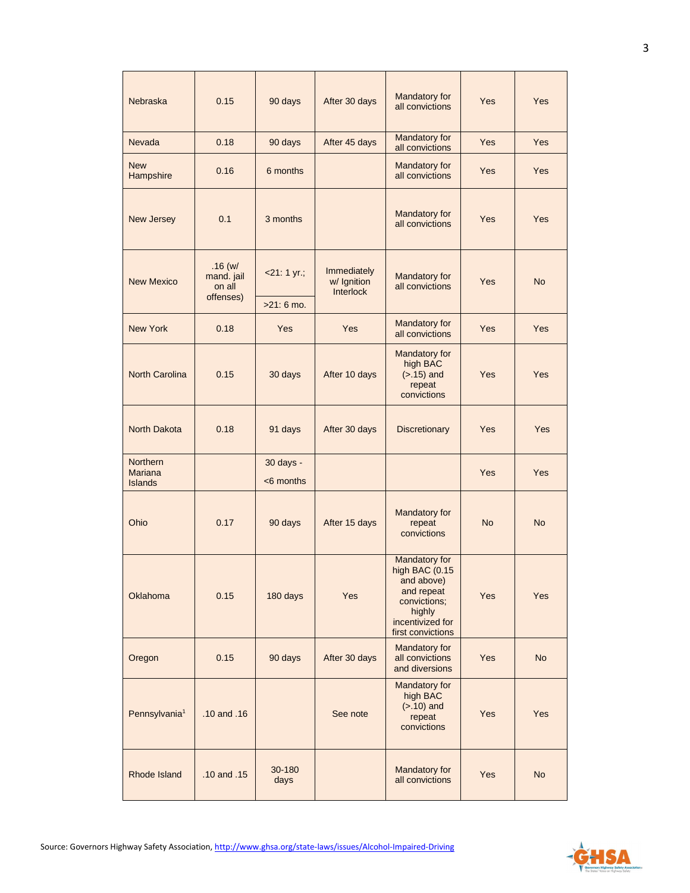| | | | | | | |
|---|---|---|---|---|---|---|
| Nebraska | 0.15 | 90 days | After 30 days | Mandatory for all convictions | Yes | Yes |
| Nevada | 0.18 | 90 days | After 45 days | Mandatory for all convictions | Yes | Yes |
| New Hampshire | 0.16 | 6 months | | Mandatory for all convictions | Yes | Yes |
| New Jersey | 0.1 | 3 months | | Mandatory for all convictions | Yes | Yes |
| New Mexico | .16 (w/ mand. jail on all offenses) | <21: 1 yr.; >21: 6 mo. | Immediately w/ Ignition Interlock | Mandatory for all convictions | Yes | No |
| New York | 0.18 | Yes | Yes | Mandatory for all convictions | Yes | Yes |
| North Carolina | 0.15 | 30 days | After 10 days | Mandatory for high BAC (>.15) and repeat convictions | Yes | Yes |
| North Dakota | 0.18 | 91 days | After 30 days | Discretionary | Yes | Yes |
| Northern Mariana Islands | | 30 days - <6 months | | | Yes | Yes |
| Ohio | 0.17 | 90 days | After 15 days | Mandatory for repeat convictions | No | No |
| Oklahoma | 0.15 | 180 days | Yes | Mandatory for high BAC (0.15 and above) and repeat convictions; highly incentivized for first convictions | Yes | Yes |
| Oregon | 0.15 | 90 days | After 30 days | Mandatory for all convictions and diversions | Yes | No |
| Pennsylvania[1] | .10 and .16 | | See note | Mandatory for high BAC (>.10) and repeat convictions | Yes | Yes |
| Rhode Island | .10 and .15 | 30-180 days | | Mandatory for all convictions | Yes | No |

Source: Governors Highway Safety Association, http://www.ghsa.org/state-laws/issues/Alcohol-Impaired-Driving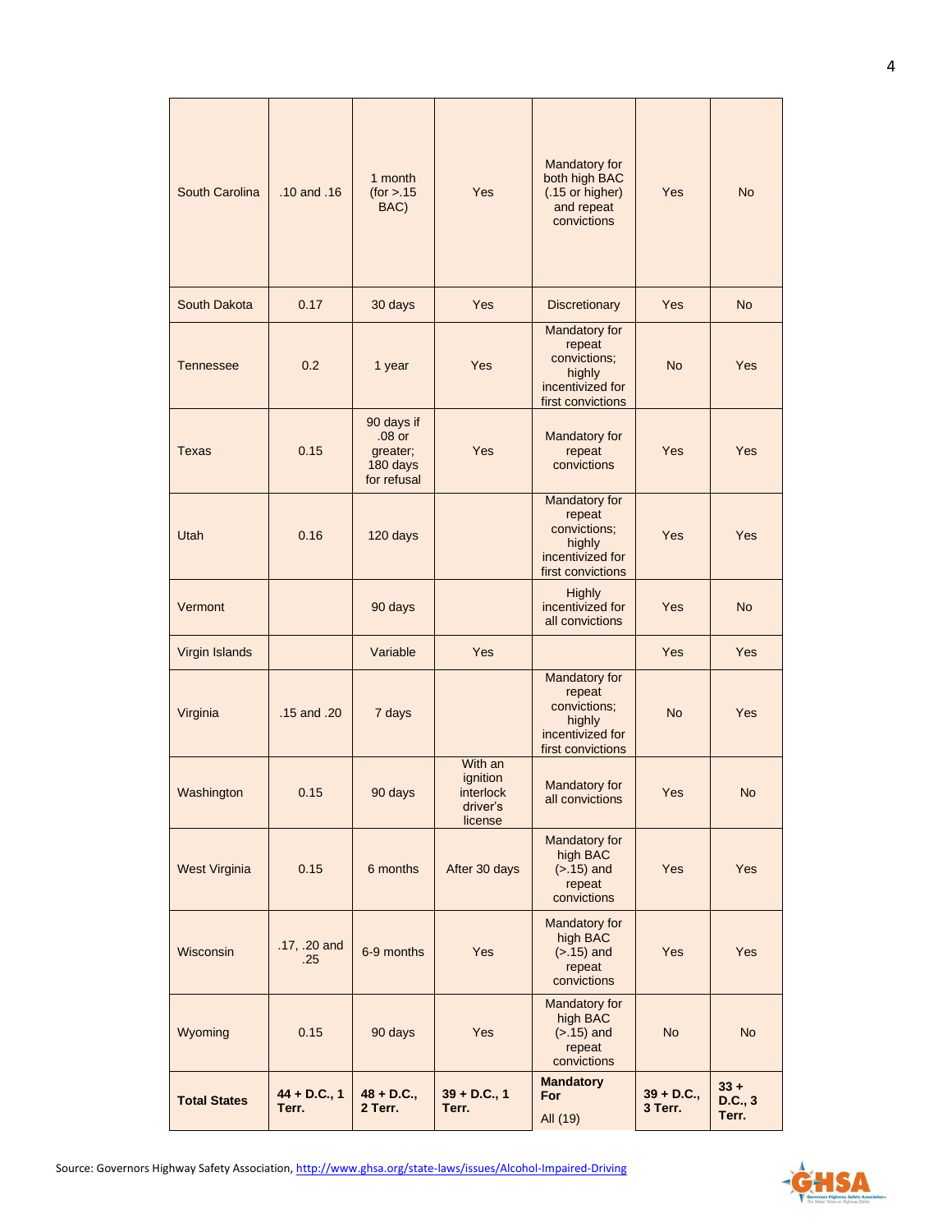| South Carolina | .10 and .16 | 1 month (for >.15 BAC) | Yes | Mandatory for both high BAC (.15 or higher) and repeat convictions | Yes | No |
|---|---|---|---|---|---|---|
| South Dakota | 0.17 | 30 days | Yes | Discretionary | Yes | No |
| Tennessee | 0.2 | 1 year | Yes | Mandatory for repeat convictions; highly incentivized for first convictions | No | Yes |
| Texas | 0.15 | 90 days if .08 or greater; 180 days for refusal | Yes | Mandatory for repeat convictions | Yes | Yes |
| Utah | 0.16 | 120 days | | Mandatory for repeat convictions; highly incentivized for first convictions | Yes | Yes |
| Vermont | | 90 days | | Highly incentivized for all convictions | Yes | No |
| Virgin Islands | | Variable | Yes | | Yes | Yes |
| Virginia | .15 and .20 | 7 days | | Mandatory for repeat convictions; highly incentivized for first convictions | No | Yes |
| Washington | 0.15 | 90 days | With an ignition interlock driver's license | Mandatory for all convictions | Yes | No |
| West Virginia | 0.15 | 6 months | After 30 days | Mandatory for high BAC (>.15) and repeat convictions | Yes | Yes |
| Wisconsin | .17, .20 and .25 | 6-9 months | Yes | Mandatory for high BAC (>.15) and repeat convictions | Yes | Yes |
| Wyoming | 0.15 | 90 days | Yes | Mandatory for high BAC (>.15) and repeat convictions | No | No |
| **Total States** | **44 + D.C., 1 Terr.** | **48 + D.C., 2 Terr.** | **39 + D.C., 1 Terr.** | **Mandatory For** All (19) | **39 + D.C., 3 Terr.** | **33 + D.C., 3 Terr.** |

Source: Governors Highway Safety Association, http://www.ghsa.org/state-laws/issues/Alcohol-Impaired-Driving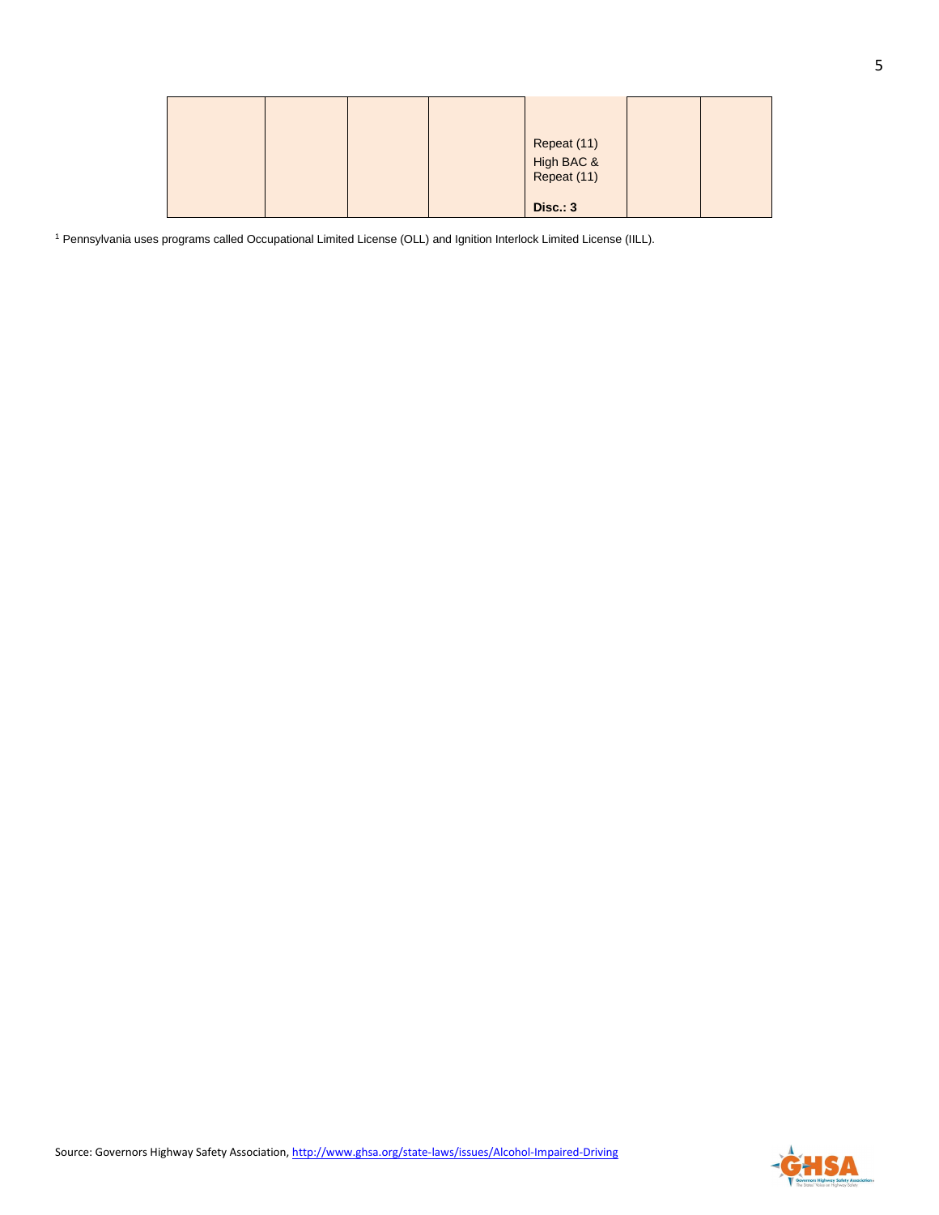| | | | | | | |
|---|---|---|---|---|---|---|
| | | | | Repeat (11)<br>High BAC & Repeat (11)<br><br>**Disc.: 3** | | |

[1] Pennsylvania uses programs called Occupational Limited License (OLL) and Ignition Interlock Limited License (IILL).

Source: Governors Highway Safety Association, http://www.ghsa.org/state-laws/issues/Alcohol-Impaired-Driving